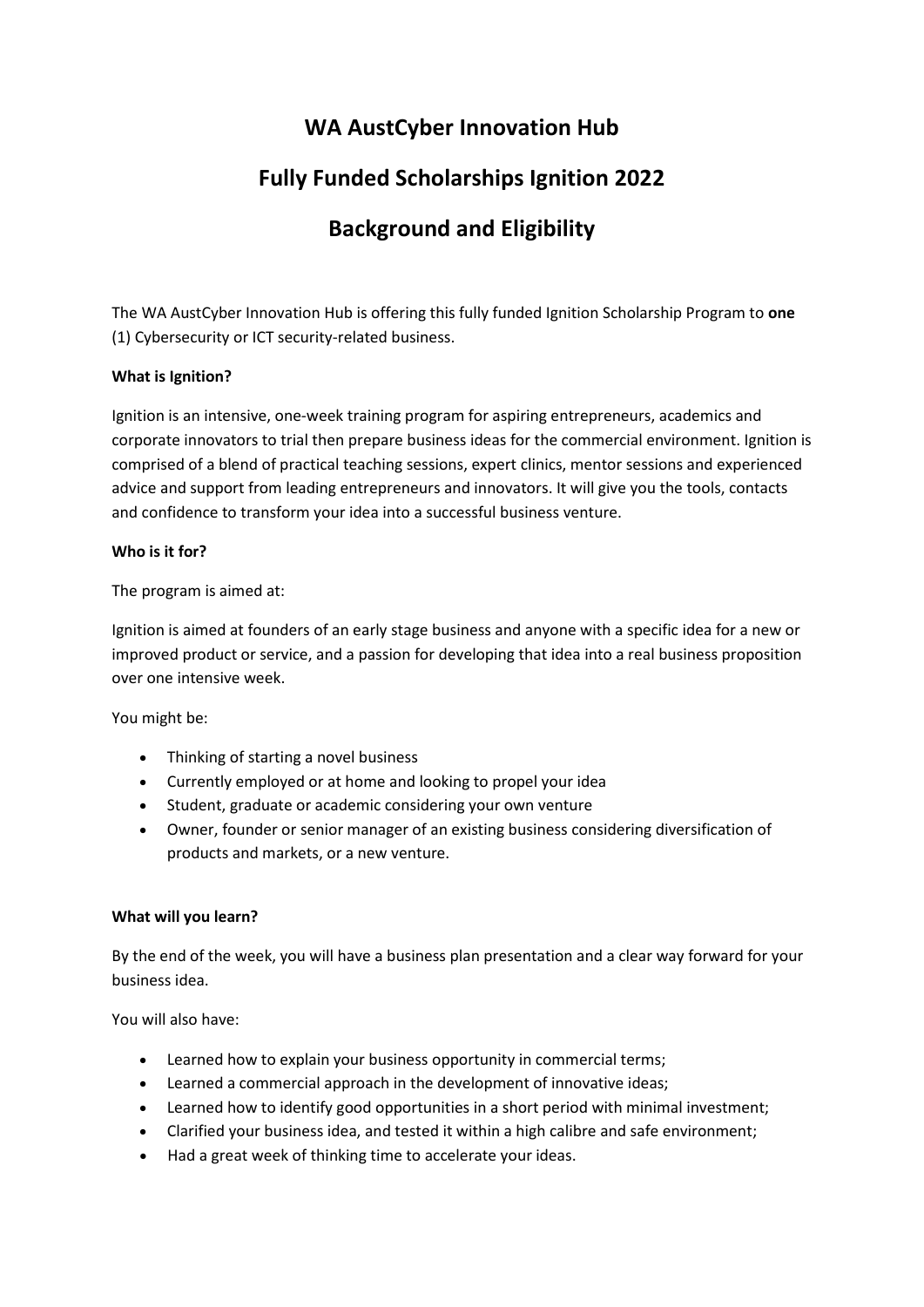# WA AustCyber Innovation Hub

# Fully Funded Scholarships Ignition 2022

# Background and Eligibility

The WA AustCyber Innovation Hub is offering this fully funded Ignition Scholarship Program to **one** (1) Cybersecurity or ICT security-related business.

**What is Ignition?**

Ignition is an intensive, one-week training program for aspiring entrepreneurs, academics and corporate innovators to trial then prepare business ideas for the commercial environment. Ignition is comprised of a blend of practical teaching sessions, expert clinics, mentor sessions and experienced advice and support from leading entrepreneurs and innovators. It will give you the tools, contacts and confidence to transform your idea into a successful business venture.

**Who is it for?**

The program is aimed at:

Ignition is aimed at founders of an early stage business and anyone with a specific idea for a new or improved product or service, and a passion for developing that idea into a real business proposition over one intensive week.

You might be:

- Thinking of starting a novel business
- Currently employed or at home and looking to propel your idea
- Student, graduate or academic considering your own venture
- Owner, founder or senior manager of an existing business considering diversification of products and markets, or a new venture.

**What will you learn?**

By the end of the week, you will have a business plan presentation and a clear way forward for your business idea.

You will also have:

- Learned how to explain your business opportunity in commercial terms;
- Learned a commercial approach in the development of innovative ideas;
- Learned how to identify good opportunities in a short period with minimal investment;
- Clarified your business idea, and tested it within a high calibre and safe environment;
- Had a great week of thinking time to accelerate your ideas.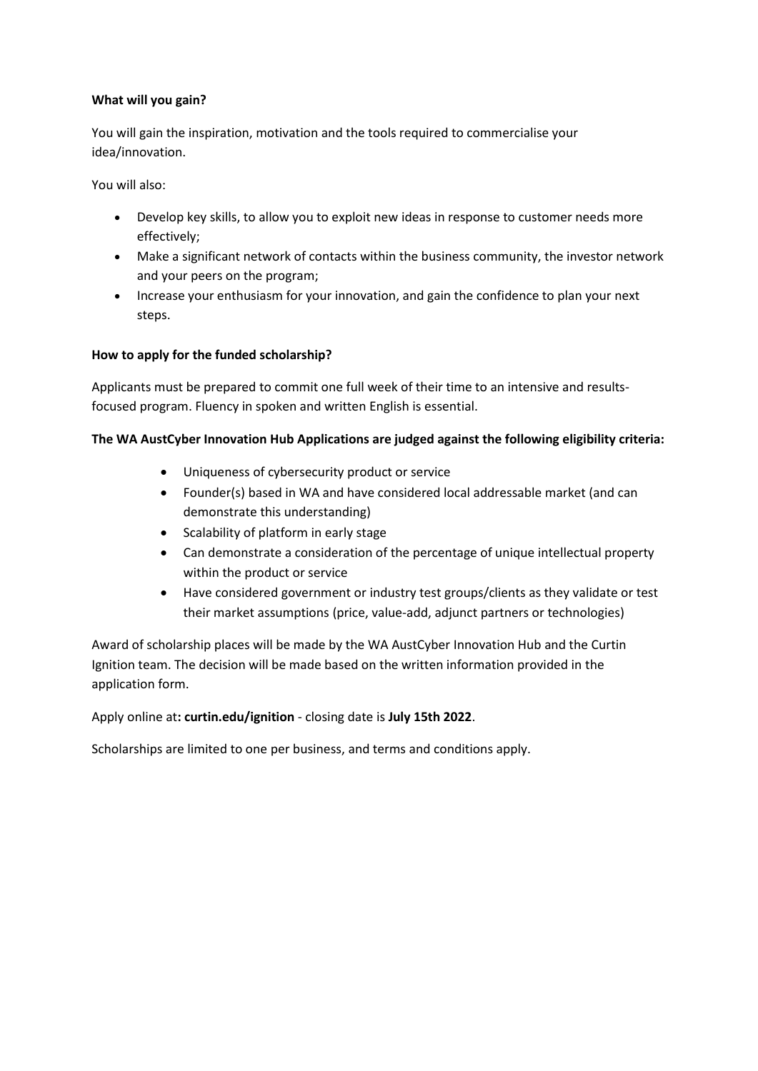**What will you gain?**

You will gain the inspiration, motivation and the tools required to commercialise your idea/innovation.

You will also:

- Develop key skills, to allow you to exploit new ideas in response to customer needs more effectively;
- Make a significant network of contacts within the business community, the investor network and your peers on the program;
- Increase your enthusiasm for your innovation, and gain the confidence to plan your next steps.

**How to apply for the funded scholarship?**

Applicants must be prepared to commit one full week of their time to an intensive and results-focused program. Fluency in spoken and written English is essential.

**The WA AustCyber Innovation Hub Applications are judged against the following eligibility criteria:**

- Uniqueness of cybersecurity product or service
- Founder(s) based in WA and have considered local addressable market (and can demonstrate this understanding)
- Scalability of platform in early stage
- Can demonstrate a consideration of the percentage of unique intellectual property within the product or service
- Have considered government or industry test groups/clients as they validate or test their market assumptions (price, value-add, adjunct partners or technologies)

Award of scholarship places will be made by the WA AustCyber Innovation Hub and the Curtin Ignition team. The decision will be made based on the written information provided in the application form.

Apply online at**: curtin.edu/ignition** - closing date is **July 15th 2022**.

Scholarships are limited to one per business, and terms and conditions apply.